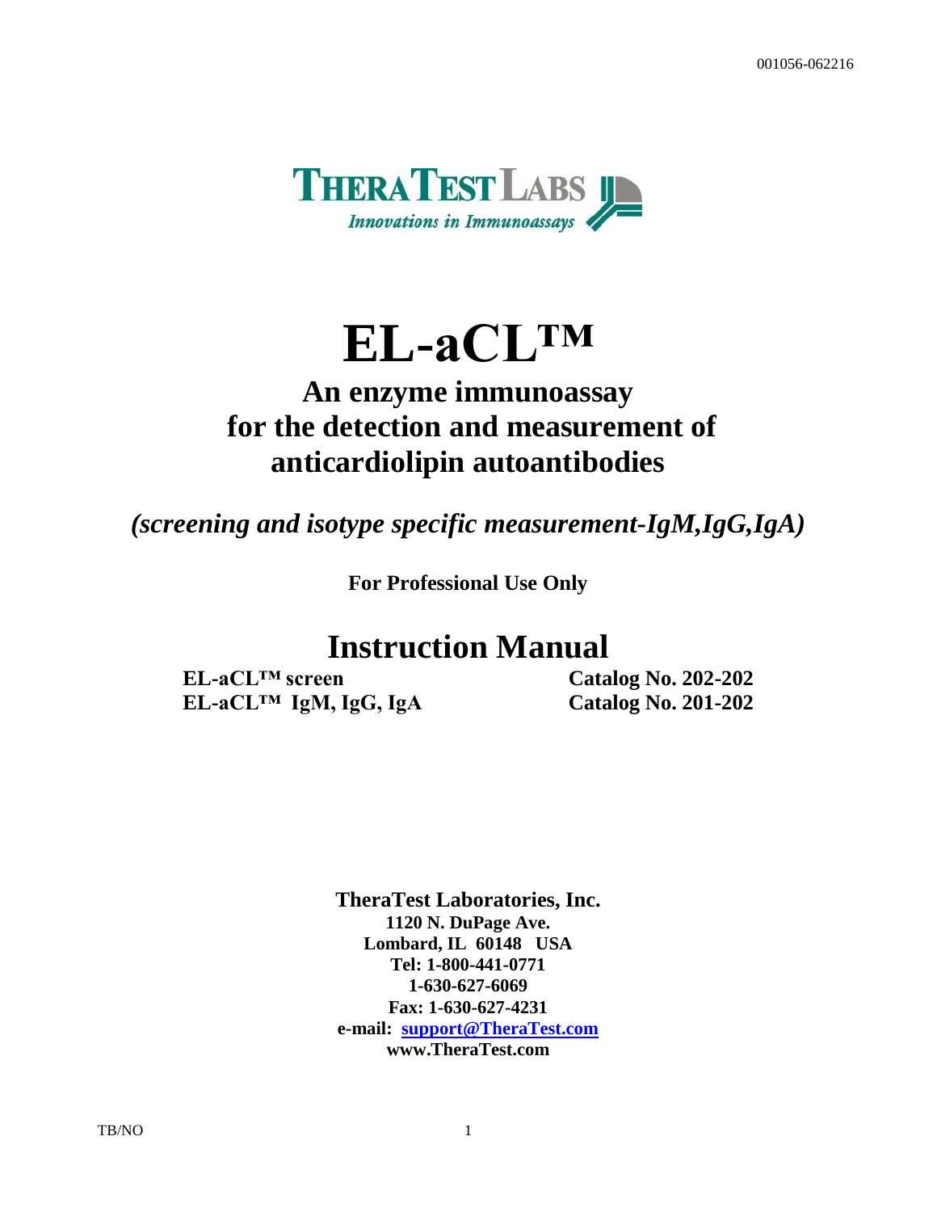001056-062216

THERATEST LABS

*Innovations in Immunoassays*

# EL-aCL™

## An enzyme immunoassay for the detection and measurement of anticardiolipin autoantibodies

***(screening and isotype specific measurement-IgM,IgG,IgA)***

**For Professional Use Only**

# Instruction Manual

| | |
|---|---|
| **EL-aCL™ screen** | **Catalog No. 202-202** |
| **EL-aCL™ IgM, IgG, IgA** | **Catalog No. 201-202** |

**TheraTest Laboratories, Inc.**
**1120 N. DuPage Ave.**
**Lombard, IL 60148 USA**
**Tel: 1-800-441-0771**
**1-630-627-6069**
**Fax: 1-630-627-4231**
**e-mail: support@TheraTest.com**
**www.TheraTest.com**

TB/NO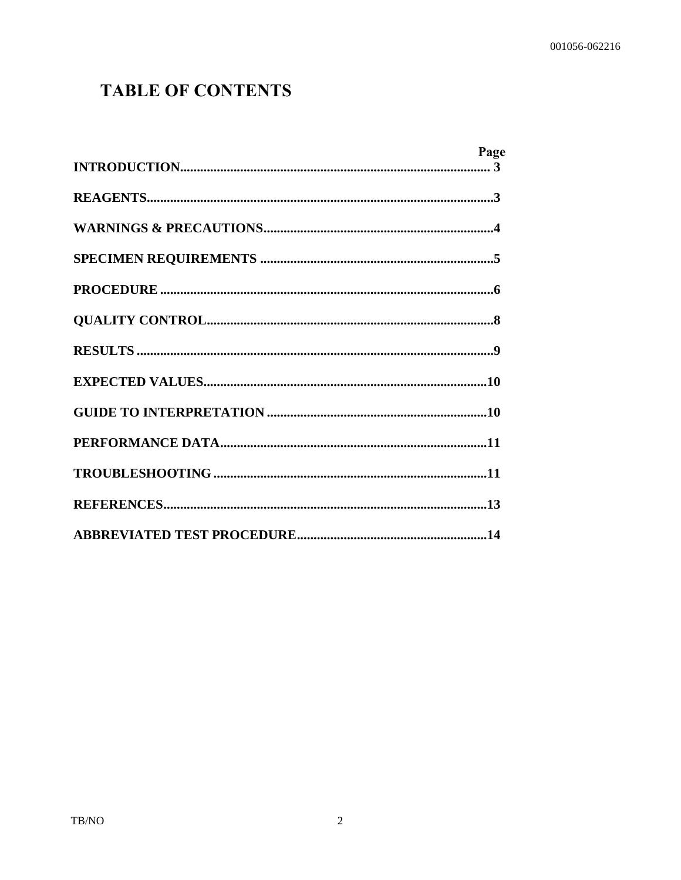# TABLE OF CONTENTS

| | Page |
|---|---|
| **INTRODUCTION** | **3** |
| **REAGENTS** | **3** |
| **WARNINGS & PRECAUTIONS** | **4** |
| **SPECIMEN REQUIREMENTS** | **5** |
| **PROCEDURE** | **6** |
| **QUALITY CONTROL** | **8** |
| **RESULTS** | **9** |
| **EXPECTED VALUES** | **10** |
| **GUIDE TO INTERPRETATION** | **10** |
| **PERFORMANCE DATA** | **11** |
| **TROUBLESHOOTING** | **11** |
| **REFERENCES** | **13** |
| **ABBREVIATED TEST PROCEDURE** | **14** |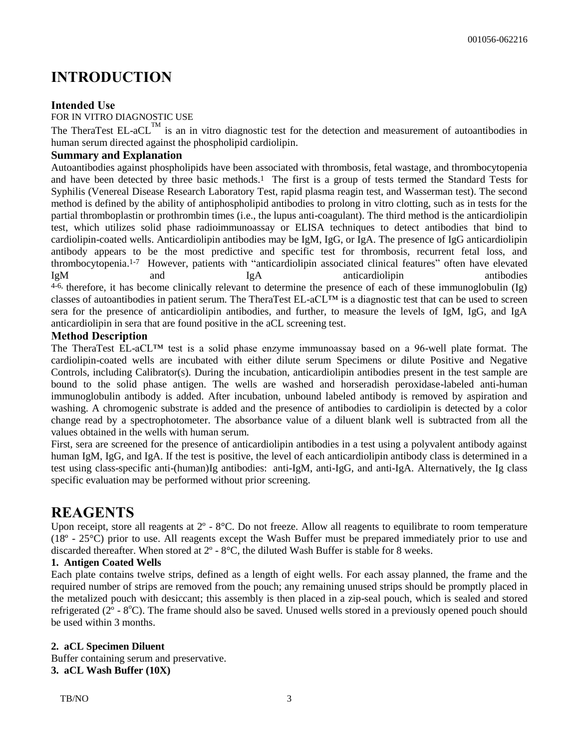# INTRODUCTION

### Intended Use

FOR IN VITRO DIAGNOSTIC USE

The TheraTest EL-aCL™ is an in vitro diagnostic test for the detection and measurement of autoantibodies in human serum directed against the phospholipid cardiolipin.

### Summary and Explanation

Autoantibodies against phospholipids have been associated with thrombosis, fetal wastage, and thrombocytopenia and have been detected by three basic methods.[1] The first is a group of tests termed the Standard Tests for Syphilis (Venereal Disease Research Laboratory Test, rapid plasma reagin test, and Wasserman test). The second method is defined by the ability of antiphospholipid antibodies to prolong in vitro clotting, such as in tests for the partial thromboplastin or prothrombin times (i.e., the lupus anti-coagulant). The third method is the anticardiolipin test, which utilizes solid phase radioimmunoassay or ELISA techniques to detect antibodies that bind to cardiolipin-coated wells. Anticardiolipin antibodies may be IgM, IgG, or IgA. The presence of IgG anticardiolipin antibody appears to be the most predictive and specific test for thrombosis, recurrent fetal loss, and thrombocytopenia.[1-7] However, patients with "anticardiolipin associated clinical features" often have elevated IgM and IgA anticardiolipin antibodies [4-6], therefore, it has become clinically relevant to determine the presence of each of these immunoglobulin (Ig) classes of autoantibodies in patient serum. The TheraTest EL-aCL™ is a diagnostic test that can be used to screen sera for the presence of anticardiolipin antibodies, and further, to measure the levels of IgM, IgG, and IgA anticardiolipin in sera that are found positive in the aCL screening test.

### Method Description

The TheraTest EL-aCL™ test is a solid phase enzyme immunoassay based on a 96-well plate format. The cardiolipin-coated wells are incubated with either dilute serum Specimens or dilute Positive and Negative Controls, including Calibrator(s). During the incubation, anticardiolipin antibodies present in the test sample are bound to the solid phase antigen. The wells are washed and horseradish peroxidase-labeled anti-human immunoglobulin antibody is added. After incubation, unbound labeled antibody is removed by aspiration and washing. A chromogenic substrate is added and the presence of antibodies to cardiolipin is detected by a color change read by a spectrophotometer. The absorbance value of a diluent blank well is subtracted from all the values obtained in the wells with human serum.

First, sera are screened for the presence of anticardiolipin antibodies in a test using a polyvalent antibody against human IgM, IgG, and IgA. If the test is positive, the level of each anticardiolipin antibody class is determined in a test using class-specific anti-(human)Ig antibodies: anti-IgM, anti-IgG, and anti-IgA. Alternatively, the Ig class specific evaluation may be performed without prior screening.

# REAGENTS

Upon receipt, store all reagents at 2º - 8°C. Do not freeze. Allow all reagents to equilibrate to room temperature (18º - 25°C) prior to use. All reagents except the Wash Buffer must be prepared immediately prior to use and discarded thereafter. When stored at 2º - 8°C, the diluted Wash Buffer is stable for 8 weeks.

**1. Antigen Coated Wells**

Each plate contains twelve strips, defined as a length of eight wells. For each assay planned, the frame and the required number of strips are removed from the pouch; any remaining unused strips should be promptly placed in the metalized pouch with desiccant; this assembly is then placed in a zip-seal pouch, which is sealed and stored refrigerated (2º - 8ºC). The frame should also be saved. Unused wells stored in a previously opened pouch should be used within 3 months.

**2. aCL Specimen Diluent**

Buffer containing serum and preservative.

**3. aCL Wash Buffer (10X)**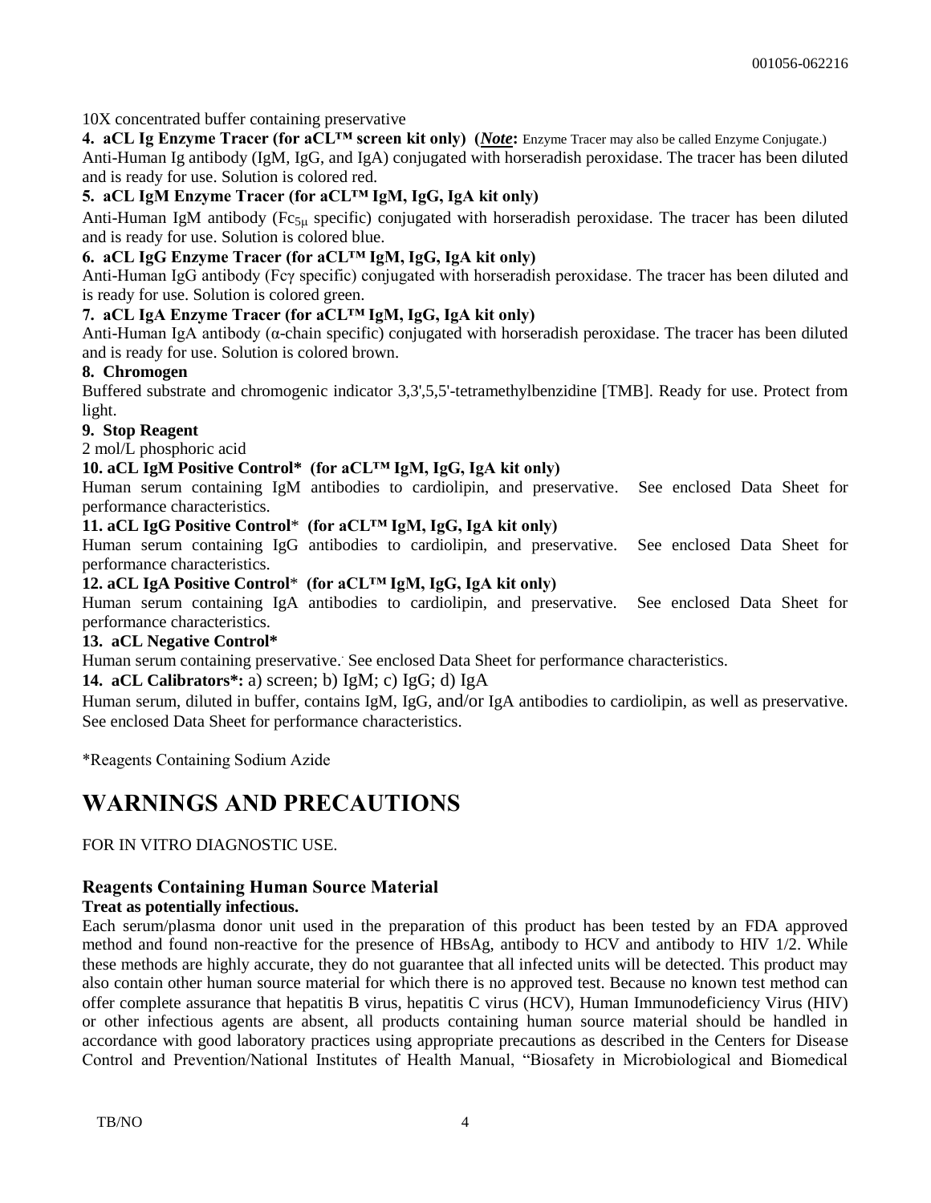10X concentrated buffer containing preservative

**4. aCL Ig Enzyme Tracer (for aCL™ screen kit only) (*Note*:** Enzyme Tracer may also be called Enzyme Conjugate.)
Anti-Human Ig antibody (IgM, IgG, and IgA) conjugated with horseradish peroxidase. The tracer has been diluted and is ready for use. Solution is colored red.

**5. aCL IgM Enzyme Tracer (for aCL™ IgM, IgG, IgA kit only)**
Anti-Human IgM antibody ($Fc_{5\mu}$ specific) conjugated with horseradish peroxidase. The tracer has been diluted and is ready for use. Solution is colored blue.

**6. aCL IgG Enzyme Tracer (for aCL™ IgM, IgG, IgA kit only)**
Anti-Human IgG antibody (Fcγ specific) conjugated with horseradish peroxidase. The tracer has been diluted and is ready for use. Solution is colored green.

**7. aCL IgA Enzyme Tracer (for aCL™ IgM, IgG, IgA kit only)**
Anti-Human IgA antibody (α-chain specific) conjugated with horseradish peroxidase. The tracer has been diluted and is ready for use. Solution is colored brown.

**8. Chromogen**
Buffered substrate and chromogenic indicator 3,3',5,5'-tetramethylbenzidine [TMB]. Ready for use. Protect from light.

**9. Stop Reagent**
2 mol/L phosphoric acid

**10. aCL IgM Positive Control\* (for aCL™ IgM, IgG, IgA kit only)**
Human serum containing IgM antibodies to cardiolipin, and preservative. See enclosed Data Sheet for performance characteristics.

**11. aCL IgG Positive Control\* (for aCL™ IgM, IgG, IgA kit only)**
Human serum containing IgG antibodies to cardiolipin, and preservative. See enclosed Data Sheet for performance characteristics.

**12. aCL IgA Positive Control\* (for aCL™ IgM, IgG, IgA kit only)**
Human serum containing IgA antibodies to cardiolipin, and preservative. See enclosed Data Sheet for performance characteristics.

**13. aCL Negative Control\***
Human serum containing preservative. See enclosed Data Sheet for performance characteristics.

**14. aCL Calibrators\*:** a) screen; b) IgM; c) IgG; d) IgA
Human serum, diluted in buffer, contains IgM, IgG, and/or IgA antibodies to cardiolipin, as well as preservative. See enclosed Data Sheet for performance characteristics.

\*Reagents Containing Sodium Azide

# WARNINGS AND PRECAUTIONS

FOR IN VITRO DIAGNOSTIC USE.

### Reagents Containing Human Source Material

**Treat as potentially infectious.**

Each serum/plasma donor unit used in the preparation of this product has been tested by an FDA approved method and found non-reactive for the presence of HBsAg, antibody to HCV and antibody to HIV 1/2. While these methods are highly accurate, they do not guarantee that all infected units will be detected. This product may also contain other human source material for which there is no approved test. Because no known test method can offer complete assurance that hepatitis B virus, hepatitis C virus (HCV), Human Immunodeficiency Virus (HIV) or other infectious agents are absent, all products containing human source material should be handled in accordance with good laboratory practices using appropriate precautions as described in the Centers for Disease Control and Prevention/National Institutes of Health Manual, "Biosafety in Microbiological and Biomedical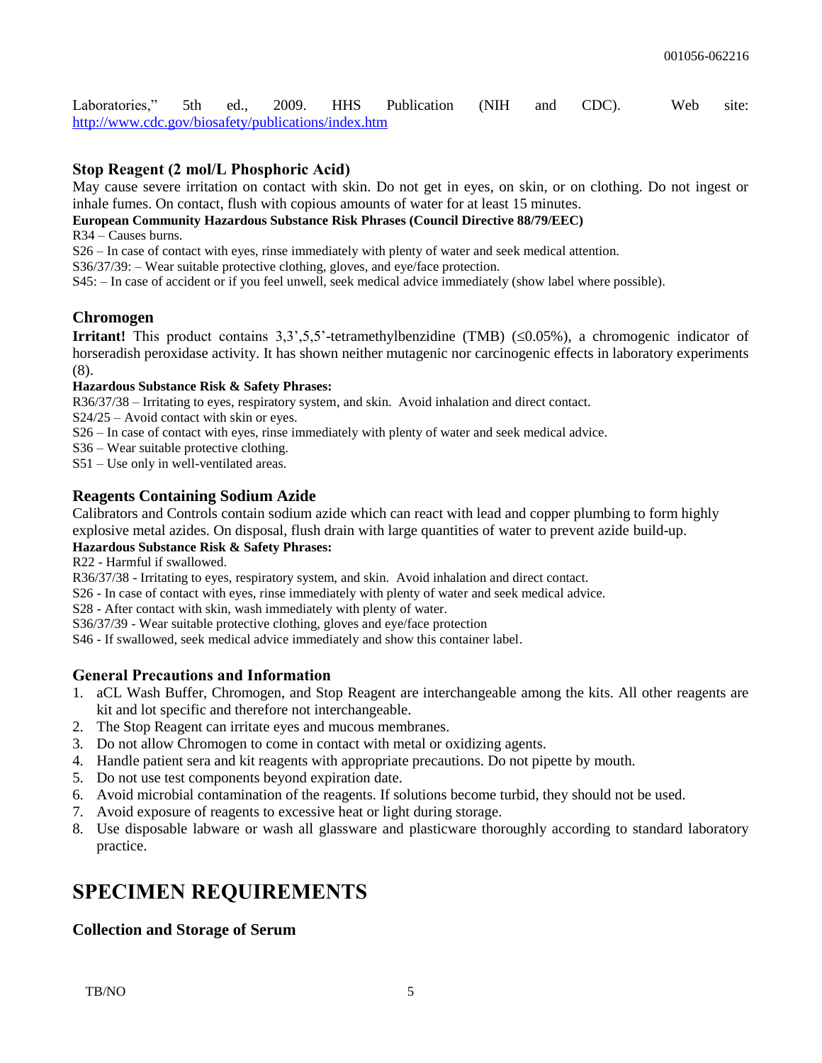Laboratories," 5th ed., 2009. HHS Publication (NIH and CDC). Web site: http://www.cdc.gov/biosafety/publications/index.htm

### Stop Reagent (2 mol/L Phosphoric Acid)

May cause severe irritation on contact with skin. Do not get in eyes, on skin, or on clothing. Do not ingest or inhale fumes. On contact, flush with copious amounts of water for at least 15 minutes.

**European Community Hazardous Substance Risk Phrases (Council Directive 88/79/EEC)**

R34 – Causes burns.
S26 – In case of contact with eyes, rinse immediately with plenty of water and seek medical attention.
S36/37/39: – Wear suitable protective clothing, gloves, and eye/face protection.
S45: – In case of accident or if you feel unwell, seek medical advice immediately (show label where possible).

### Chromogen

**Irritant!** This product contains 3,3',5,5'-tetramethylbenzidine (TMB) (≤0.05%), a chromogenic indicator of horseradish peroxidase activity. It has shown neither mutagenic nor carcinogenic effects in laboratory experiments (8).

**Hazardous Substance Risk & Safety Phrases:**

R36/37/38 – Irritating to eyes, respiratory system, and skin. Avoid inhalation and direct contact.
S24/25 – Avoid contact with skin or eyes.
S26 – In case of contact with eyes, rinse immediately with plenty of water and seek medical advice.
S36 – Wear suitable protective clothing.
S51 – Use only in well-ventilated areas.

### Reagents Containing Sodium Azide

Calibrators and Controls contain sodium azide which can react with lead and copper plumbing to form highly explosive metal azides. On disposal, flush drain with large quantities of water to prevent azide build-up.

**Hazardous Substance Risk & Safety Phrases:**

R22 - Harmful if swallowed.
R36/37/38 - Irritating to eyes, respiratory system, and skin. Avoid inhalation and direct contact.
S26 - In case of contact with eyes, rinse immediately with plenty of water and seek medical advice.
S28 - After contact with skin, wash immediately with plenty of water.
S36/37/39 - Wear suitable protective clothing, gloves and eye/face protection
S46 - If swallowed, seek medical advice immediately and show this container label.

### General Precautions and Information

1. aCL Wash Buffer, Chromogen, and Stop Reagent are interchangeable among the kits. All other reagents are kit and lot specific and therefore not interchangeable.
2. The Stop Reagent can irritate eyes and mucous membranes.
3. Do not allow Chromogen to come in contact with metal or oxidizing agents.
4. Handle patient sera and kit reagents with appropriate precautions. Do not pipette by mouth.
5. Do not use test components beyond expiration date.
6. Avoid microbial contamination of the reagents. If solutions become turbid, they should not be used.
7. Avoid exposure of reagents to excessive heat or light during storage.
8. Use disposable labware or wash all glassware and plasticware thoroughly according to standard laboratory practice.

## SPECIMEN REQUIREMENTS

### Collection and Storage of Serum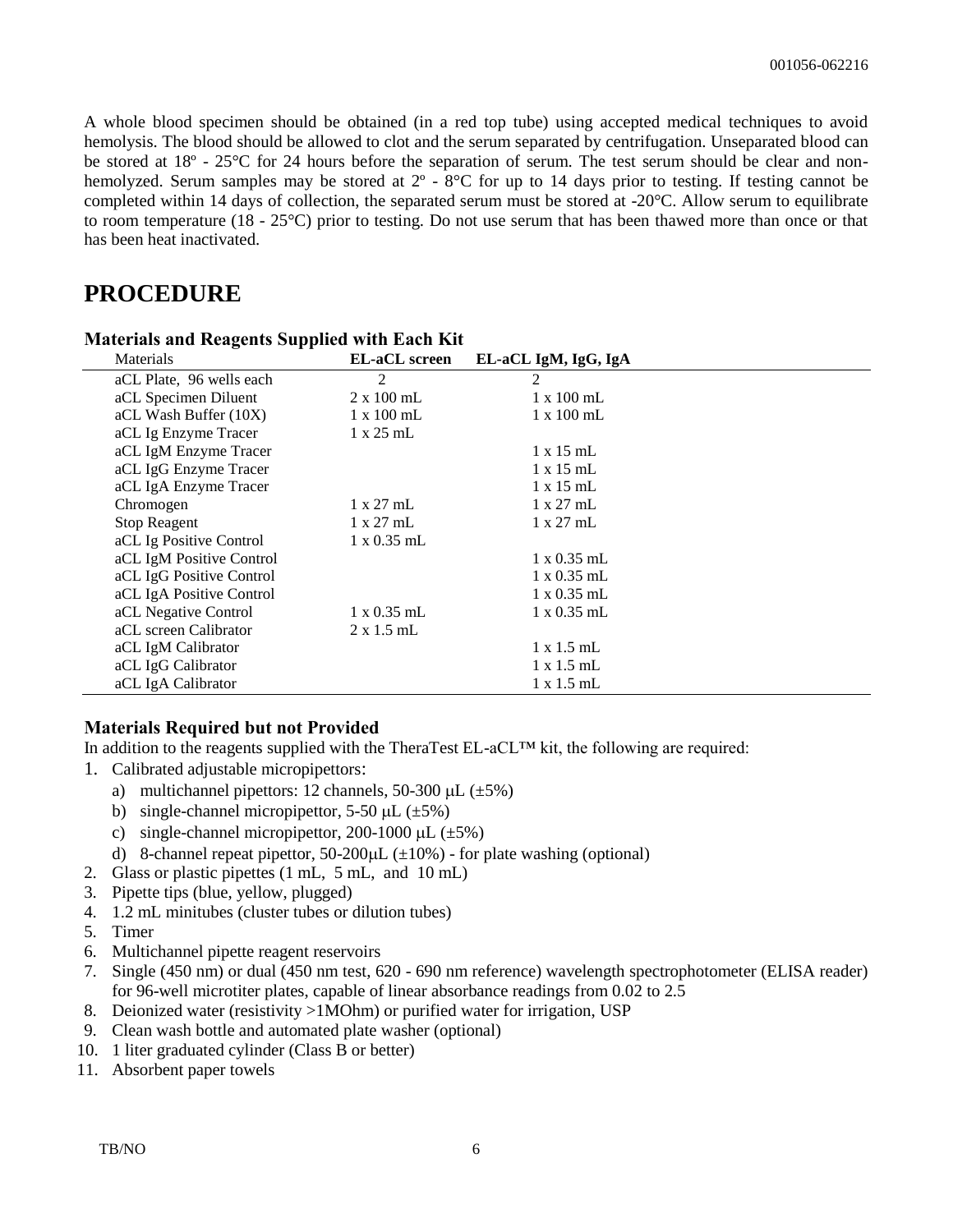A whole blood specimen should be obtained (in a red top tube) using accepted medical techniques to avoid hemolysis. The blood should be allowed to clot and the serum separated by centrifugation. Unseparated blood can be stored at 18º - 25°C for 24 hours before the separation of serum. The test serum should be clear and non-hemolyzed. Serum samples may be stored at 2º - 8°C for up to 14 days prior to testing. If testing cannot be completed within 14 days of collection, the separated serum must be stored at -20°C. Allow serum to equilibrate to room temperature (18 - 25°C) prior to testing. Do not use serum that has been thawed more than once or that has been heat inactivated.

# PROCEDURE

### Materials and Reagents Supplied with Each Kit

| Materials | EL-aCL screen | EL-aCL IgM, IgG, IgA |
|---|---|---|
| aCL Plate, 96 wells each | 2 | 2 |
| aCL Specimen Diluent | 2 x 100 mL | 1 x 100 mL |
| aCL Wash Buffer (10X) | 1 x 100 mL | 1 x 100 mL |
| aCL Ig Enzyme Tracer | 1 x 25 mL | |
| aCL IgM Enzyme Tracer | | 1 x 15 mL |
| aCL IgG Enzyme Tracer | | 1 x 15 mL |
| aCL IgA Enzyme Tracer | | 1 x 15 mL |
| Chromogen | 1 x 27 mL | 1 x 27 mL |
| Stop Reagent | 1 x 27 mL | 1 x 27 mL |
| aCL Ig Positive Control | 1 x 0.35 mL | |
| aCL IgM Positive Control | | 1 x 0.35 mL |
| aCL IgG Positive Control | | 1 x 0.35 mL |
| aCL IgA Positive Control | | 1 x 0.35 mL |
| aCL Negative Control | 1 x 0.35 mL | 1 x 0.35 mL |
| aCL screen Calibrator | 2 x 1.5 mL | |
| aCL IgM Calibrator | | 1 x 1.5 mL |
| aCL IgG Calibrator | | 1 x 1.5 mL |
| aCL IgA Calibrator | | 1 x 1.5 mL |

### Materials Required but not Provided

In addition to the reagents supplied with the TheraTest EL-aCL™ kit, the following are required:

1. Calibrated adjustable micropipettors:
   a) multichannel pipettors: 12 channels, 50-300 μL (±5%)
   b) single-channel micropipettor, 5-50 μL (±5%)
   c) single-channel micropipettor, 200-1000 μL (±5%)
   d) 8-channel repeat pipettor, 50-200μL (±10%) - for plate washing (optional)
2. Glass or plastic pipettes (1 mL, 5 mL, and 10 mL)
3. Pipette tips (blue, yellow, plugged)
4. 1.2 mL minitubes (cluster tubes or dilution tubes)
5. Timer
6. Multichannel pipette reagent reservoirs
7. Single (450 nm) or dual (450 nm test, 620 - 690 nm reference) wavelength spectrophotometer (ELISA reader) for 96-well microtiter plates, capable of linear absorbance readings from 0.02 to 2.5
8. Deionized water (resistivity >1MOhm) or purified water for irrigation, USP
9. Clean wash bottle and automated plate washer (optional)
10. 1 liter graduated cylinder (Class B or better)
11. Absorbent paper towels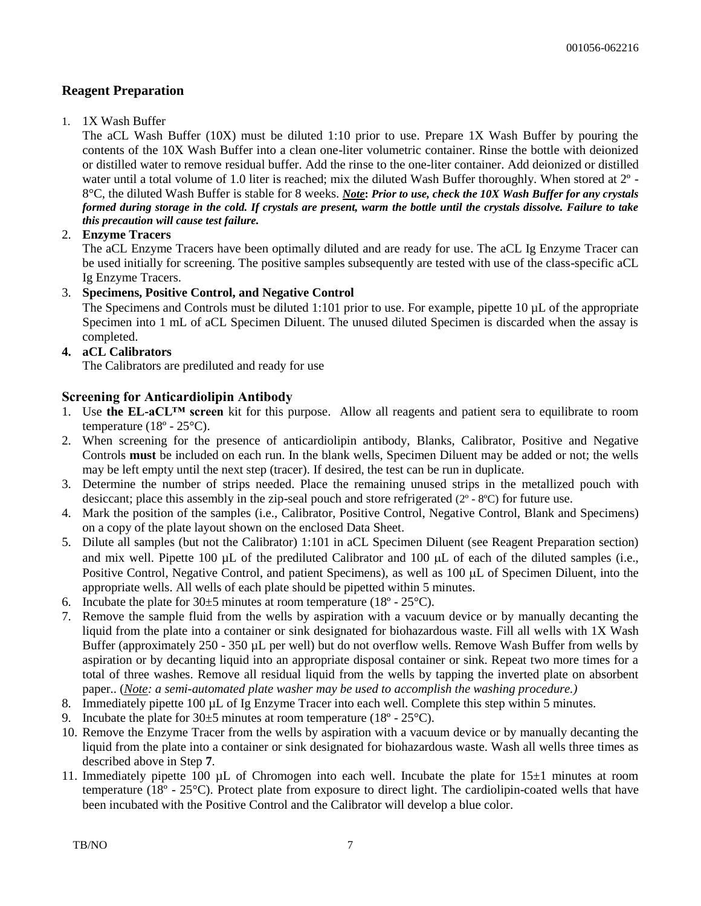## Reagent Preparation

1. 1X Wash Buffer

   The aCL Wash Buffer (10X) must be diluted 1:10 prior to use. Prepare 1X Wash Buffer by pouring the contents of the 10X Wash Buffer into a clean one-liter volumetric container. Rinse the bottle with deionized or distilled water to remove residual buffer. Add the rinse to the one-liter container. Add deionized or distilled water until a total volume of 1.0 liter is reached; mix the diluted Wash Buffer thoroughly. When stored at 2º - 8°C, the diluted Wash Buffer is stable for 8 weeks. ***Note*: *Prior to use, check the 10X Wash Buffer for any crystals formed during storage in the cold. If crystals are present, warm the bottle until the crystals dissolve. Failure to take this precaution will cause test failure.***

2. **Enzyme Tracers**

   The aCL Enzyme Tracers have been optimally diluted and are ready for use. The aCL Ig Enzyme Tracer can be used initially for screening. The positive samples subsequently are tested with use of the class-specific aCL Ig Enzyme Tracers.

3. **Specimens, Positive Control, and Negative Control**

   The Specimens and Controls must be diluted 1:101 prior to use. For example, pipette 10 µL of the appropriate Specimen into 1 mL of aCL Specimen Diluent. The unused diluted Specimen is discarded when the assay is completed.

4. **aCL Calibrators**

   The Calibrators are prediluted and ready for use

## Screening for Anticardiolipin Antibody

1. Use **the EL-aCL™ screen** kit for this purpose. Allow all reagents and patient sera to equilibrate to room temperature (18º - 25°C).
2. When screening for the presence of anticardiolipin antibody, Blanks, Calibrator, Positive and Negative Controls **must** be included on each run. In the blank wells, Specimen Diluent may be added or not; the wells may be left empty until the next step (tracer). If desired, the test can be run in duplicate.
3. Determine the number of strips needed. Place the remaining unused strips in the metallized pouch with desiccant; place this assembly in the zip-seal pouch and store refrigerated (2º - 8ºC) for future use.
4. Mark the position of the samples (i.e., Calibrator, Positive Control, Negative Control, Blank and Specimens) on a copy of the plate layout shown on the enclosed Data Sheet.
5. Dilute all samples (but not the Calibrator) 1:101 in aCL Specimen Diluent (see Reagent Preparation section) and mix well. Pipette 100 µL of the prediluted Calibrator and 100 µL of each of the diluted samples (i.e., Positive Control, Negative Control, and patient Specimens), as well as 100 µL of Specimen Diluent, into the appropriate wells. All wells of each plate should be pipetted within 5 minutes.
6. Incubate the plate for 30±5 minutes at room temperature (18º - 25°C).
7. Remove the sample fluid from the wells by aspiration with a vacuum device or by manually decanting the liquid from the plate into a container or sink designated for biohazardous waste. Fill all wells with 1X Wash Buffer (approximately 250 - 350 µL per well) but do not overflow wells. Remove Wash Buffer from wells by aspiration or by decanting liquid into an appropriate disposal container or sink. Repeat two more times for a total of three washes. Remove all residual liquid from the wells by tapping the inverted plate on absorbent paper.. (*Note: a semi-automated plate washer may be used to accomplish the washing procedure.)*
8. Immediately pipette 100 µL of Ig Enzyme Tracer into each well. Complete this step within 5 minutes.
9. Incubate the plate for 30±5 minutes at room temperature (18º - 25°C).
10. Remove the Enzyme Tracer from the wells by aspiration with a vacuum device or by manually decanting the liquid from the plate into a container or sink designated for biohazardous waste. Wash all wells three times as described above in Step **7**.
11. Immediately pipette 100 µL of Chromogen into each well. Incubate the plate for 15±1 minutes at room temperature (18º - 25°C). Protect plate from exposure to direct light. The cardiolipin-coated wells that have been incubated with the Positive Control and the Calibrator will develop a blue color.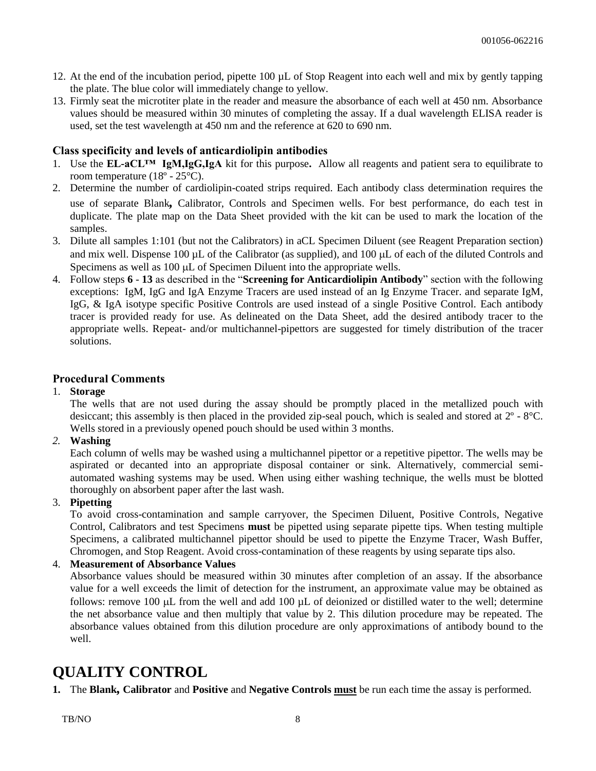12. At the end of the incubation period, pipette 100 µL of Stop Reagent into each well and mix by gently tapping the plate. The blue color will immediately change to yellow.
13. Firmly seat the microtiter plate in the reader and measure the absorbance of each well at 450 nm. Absorbance values should be measured within 30 minutes of completing the assay. If a dual wavelength ELISA reader is used, set the test wavelength at 450 nm and the reference at 620 to 690 nm.

### Class specificity and levels of anticardiolipin antibodies

1. Use the **EL-aCL™ IgM,IgG,IgA** kit for this purpose**.** Allow all reagents and patient sera to equilibrate to room temperature (18º - 25°C).
2. Determine the number of cardiolipin-coated strips required. Each antibody class determination requires the use of separate Blank**,** Calibrator, Controls and Specimen wells. For best performance, do each test in duplicate. The plate map on the Data Sheet provided with the kit can be used to mark the location of the samples.
3. Dilute all samples 1:101 (but not the Calibrators) in aCL Specimen Diluent (see Reagent Preparation section) and mix well. Dispense 100 µL of the Calibrator (as supplied), and 100 µL of each of the diluted Controls and Specimens as well as 100 µL of Specimen Diluent into the appropriate wells.
4. Follow steps **6** - **13** as described in the "**Screening for Anticardiolipin Antibody**" section with the following exceptions: IgM, IgG and IgA Enzyme Tracers are used instead of an Ig Enzyme Tracer. and separate IgM, IgG, & IgA isotype specific Positive Controls are used instead of a single Positive Control. Each antibody tracer is provided ready for use. As delineated on the Data Sheet, add the desired antibody tracer to the appropriate wells. Repeat- and/or multichannel-pipettors are suggested for timely distribution of the tracer solutions.

### Procedural Comments

1. **Storage**
   The wells that are not used during the assay should be promptly placed in the metallized pouch with desiccant; this assembly is then placed in the provided zip-seal pouch, which is sealed and stored at 2º - 8°C. Wells stored in a previously opened pouch should be used within 3 months.
2. **Washing**
   Each column of wells may be washed using a multichannel pipettor or a repetitive pipettor. The wells may be aspirated or decanted into an appropriate disposal container or sink. Alternatively, commercial semi-automated washing systems may be used. When using either washing technique, the wells must be blotted thoroughly on absorbent paper after the last wash.
3. **Pipetting**
   To avoid cross-contamination and sample carryover, the Specimen Diluent, Positive Controls, Negative Control, Calibrators and test Specimens **must** be pipetted using separate pipette tips. When testing multiple Specimens, a calibrated multichannel pipettor should be used to pipette the Enzyme Tracer, Wash Buffer, Chromogen, and Stop Reagent. Avoid cross-contamination of these reagents by using separate tips also.
4. **Measurement of Absorbance Values**
   Absorbance values should be measured within 30 minutes after completion of an assay. If the absorbance value for a well exceeds the limit of detection for the instrument, an approximate value may be obtained as follows: remove 100 µL from the well and add 100 µL of deionized or distilled water to the well; determine the net absorbance value and then multiply that value by 2. This dilution procedure may be repeated. The absorbance values obtained from this dilution procedure are only approximations of antibody bound to the well.

# QUALITY CONTROL

1. The **Blank, Calibrator** and **Positive** and **Negative Controls <u>must</u>** be run each time the assay is performed.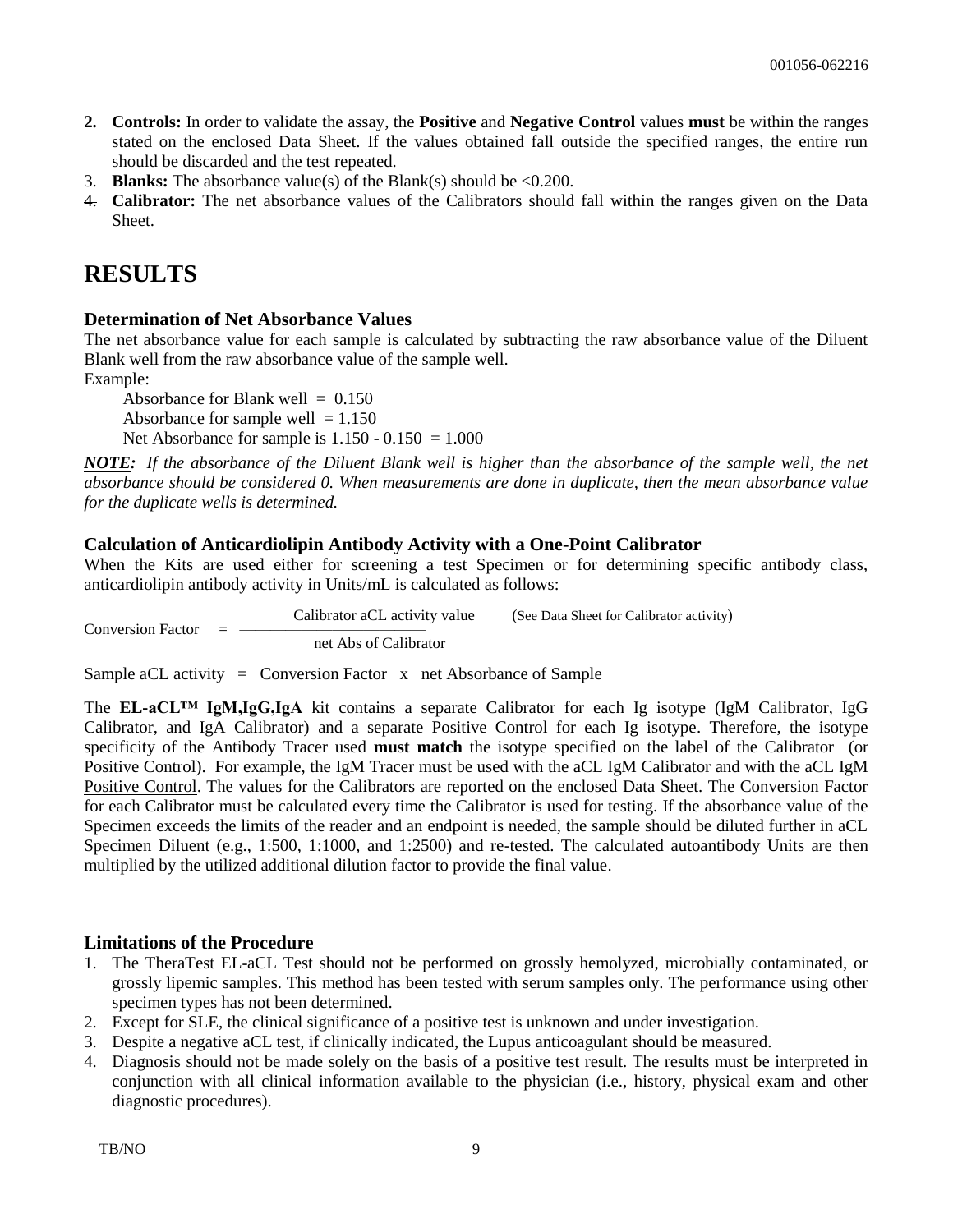2. **Controls:** In order to validate the assay, the **Positive** and **Negative Control** values **must** be within the ranges stated on the enclosed Data Sheet. If the values obtained fall outside the specified ranges, the entire run should be discarded and the test repeated.
3. **Blanks:** The absorbance value(s) of the Blank(s) should be <0.200.
4. **Calibrator:** The net absorbance values of the Calibrators should fall within the ranges given on the Data Sheet.

# RESULTS

### Determination of Net Absorbance Values

The net absorbance value for each sample is calculated by subtracting the raw absorbance value of the Diluent Blank well from the raw absorbance value of the sample well.

Example:

Absorbance for Blank well = 0.150
Absorbance for sample well = 1.150
Net Absorbance for sample is 1.150 - 0.150 = 1.000

***NOTE:*** *If the absorbance of the Diluent Blank well is higher than the absorbance of the sample well, the net absorbance should be considered 0. When measurements are done in duplicate, then the mean absorbance value for the duplicate wells is determined.*

### Calculation of Anticardiolipin Antibody Activity with a One-Point Calibrator

When the Kits are used either for screening a test Specimen or for determining specific antibody class, anticardiolipin antibody activity in Units/mL is calculated as follows:

$$\text{Conversion Factor} = \frac{\text{Calibrator aCL activity value}}{\text{net Abs of Calibrator}}$$

(See Data Sheet for Calibrator activity)

Sample aCL activity = Conversion Factor x net Absorbance of Sample

The **EL-aCL™ IgM,IgG,IgA** kit contains a separate Calibrator for each Ig isotype (IgM Calibrator, IgG Calibrator, and IgA Calibrator) and a separate Positive Control for each Ig isotype. Therefore, the isotype specificity of the Antibody Tracer used **must match** the isotype specified on the label of the Calibrator (or Positive Control). For example, the IgM Tracer must be used with the aCL IgM Calibrator and with the aCL IgM Positive Control. The values for the Calibrators are reported on the enclosed Data Sheet. The Conversion Factor for each Calibrator must be calculated every time the Calibrator is used for testing. If the absorbance value of the Specimen exceeds the limits of the reader and an endpoint is needed, the sample should be diluted further in aCL Specimen Diluent (e.g., 1:500, 1:1000, and 1:2500) and re-tested. The calculated autoantibody Units are then multiplied by the utilized additional dilution factor to provide the final value.

### Limitations of the Procedure

1. The TheraTest EL-aCL Test should not be performed on grossly hemolyzed, microbially contaminated, or grossly lipemic samples. This method has been tested with serum samples only. The performance using other specimen types has not been determined.
2. Except for SLE, the clinical significance of a positive test is unknown and under investigation.
3. Despite a negative aCL test, if clinically indicated, the Lupus anticoagulant should be measured.
4. Diagnosis should not be made solely on the basis of a positive test result. The results must be interpreted in conjunction with all clinical information available to the physician (i.e., history, physical exam and other diagnostic procedures).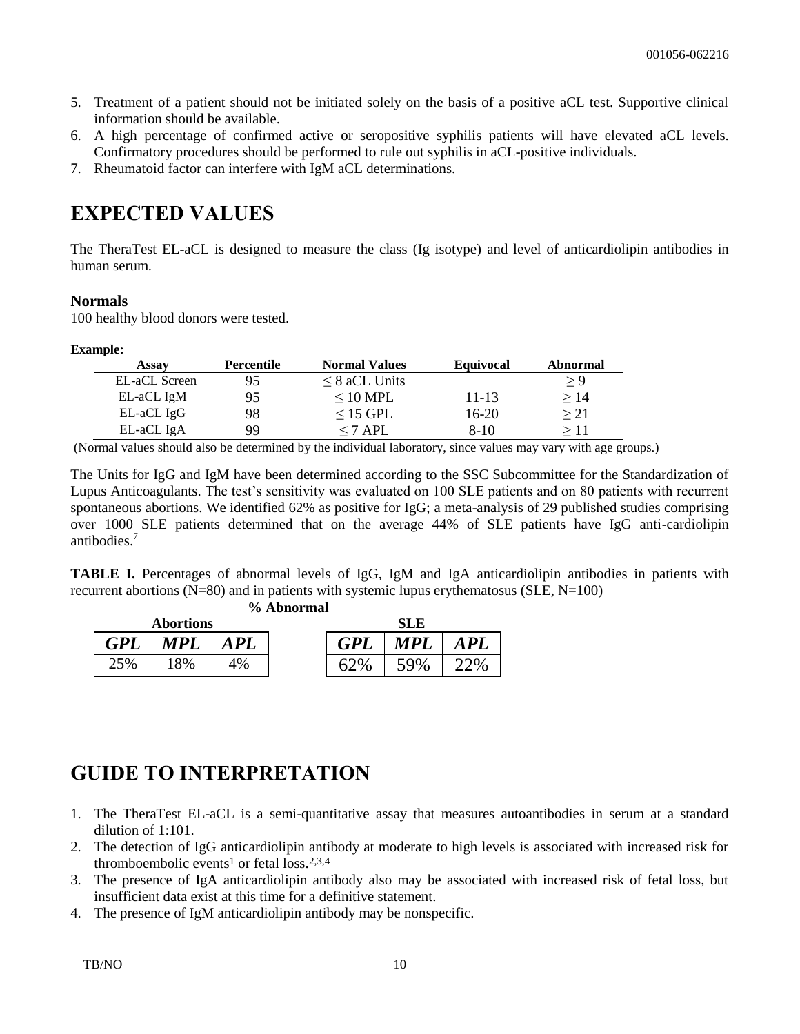5. Treatment of a patient should not be initiated solely on the basis of a positive aCL test. Supportive clinical information should be available.
6. A high percentage of confirmed active or seropositive syphilis patients will have elevated aCL levels. Confirmatory procedures should be performed to rule out syphilis in aCL-positive individuals.
7. Rheumatoid factor can interfere with IgM aCL determinations.

# EXPECTED VALUES

The TheraTest EL-aCL is designed to measure the class (Ig isotype) and level of anticardiolipin antibodies in human serum.

### Normals

100 healthy blood donors were tested.

**Example:**

| Assay | Percentile | Normal Values | Equivocal | Abnormal |
|---|---|---|---|---|
| EL-aCL Screen | 95 | ≤ 8 aCL Units | | ≥ 9 |
| EL-aCL IgM | 95 | ≤ 10 MPL | 11-13 | ≥ 14 |
| EL-aCL IgG | 98 | ≤ 15 GPL | 16-20 | ≥ 21 |
| EL-aCL IgA | 99 | ≤ 7 APL | 8-10 | ≥ 11 |

(Normal values should also be determined by the individual laboratory, since values may vary with age groups.)

The Units for IgG and IgM have been determined according to the SSC Subcommittee for the Standardization of Lupus Anticoagulants. The test's sensitivity was evaluated on 100 SLE patients and on 80 patients with recurrent spontaneous abortions. We identified 62% as positive for IgG; a meta-analysis of 29 published studies comprising over 1000 SLE patients determined that on the average 44% of SLE patients have IgG anti-cardiolipin antibodies.[7]

**TABLE I.** Percentages of abnormal levels of IgG, IgM and IgA anticardiolipin antibodies in patients with recurrent abortions (N=80) and in patients with systemic lupus erythematosus (SLE, N=100)

**% Abnormal**

| Abortions | | | SLE | | |
|---|---|---|---|---|---|
| ***GPL*** | ***MPL*** | ***APL*** | ***GPL*** | ***MPL*** | ***APL*** |
| 25% | 18% | 4% | 62% | 59% | 22% |

# GUIDE TO INTERPRETATION

1. The TheraTest EL-aCL is a semi-quantitative assay that measures autoantibodies in serum at a standard dilution of 1:101.
2. The detection of IgG anticardiolipin antibody at moderate to high levels is associated with increased risk for thromboembolic events[1] or fetal loss.[2,3,4]
3. The presence of IgA anticardiolipin antibody also may be associated with increased risk of fetal loss, but insufficient data exist at this time for a definitive statement.
4. The presence of IgM anticardiolipin antibody may be nonspecific.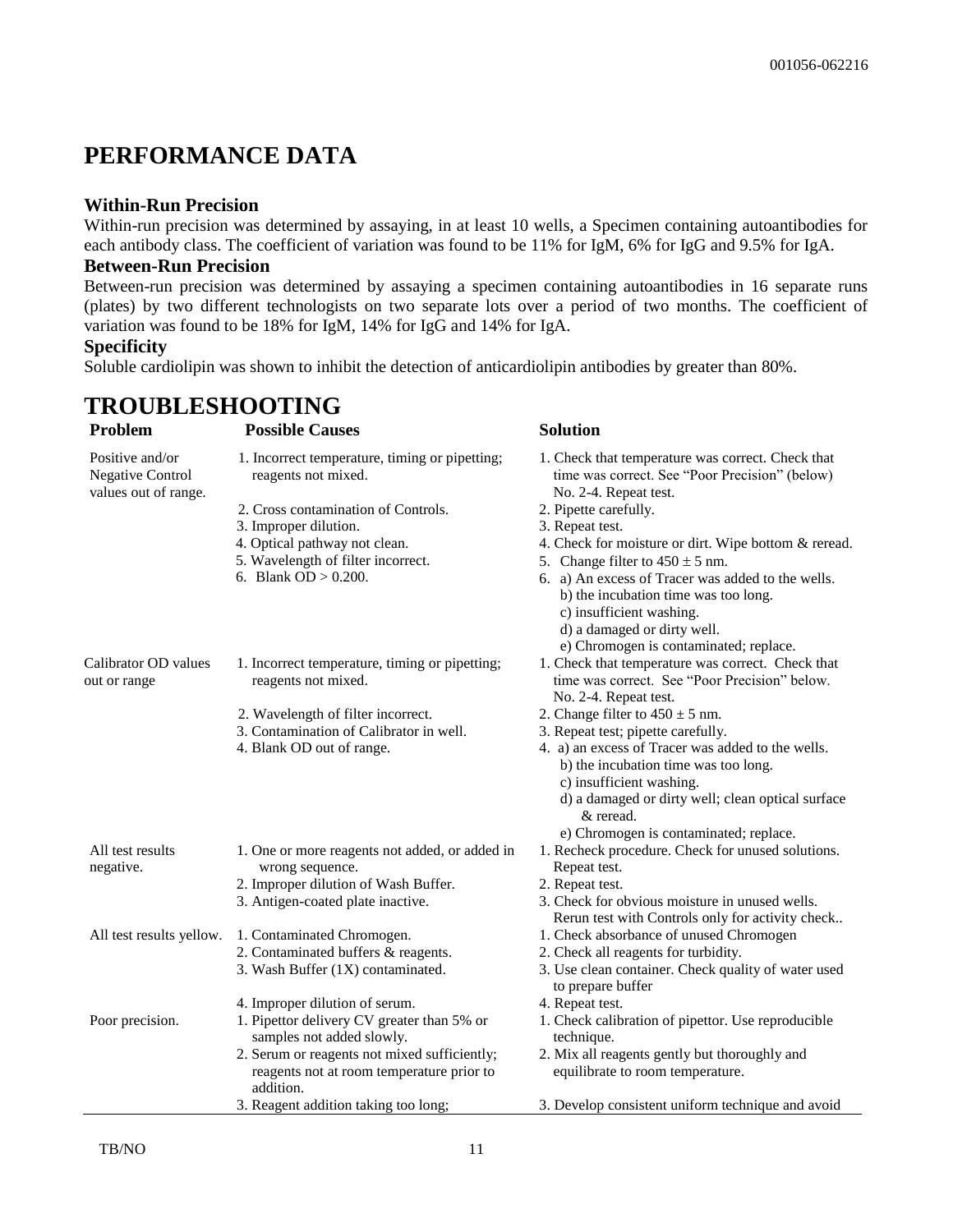# PERFORMANCE DATA

### Within-Run Precision

Within-run precision was determined by assaying, in at least 10 wells, a Specimen containing autoantibodies for each antibody class. The coefficient of variation was found to be 11% for IgM, 6% for IgG and 9.5% for IgA.

### Between-Run Precision

Between-run precision was determined by assaying a specimen containing autoantibodies in 16 separate runs (plates) by two different technologists on two separate lots over a period of two months. The coefficient of variation was found to be 18% for IgM, 14% for IgG and 14% for IgA.

### Specificity

Soluble cardiolipin was shown to inhibit the detection of anticardiolipin antibodies by greater than 80%.

# TROUBLESHOOTING

| Problem | Possible Causes | Solution |
|---|---|---|
| Positive and/or Negative Control values out of range. | 1. Incorrect temperature, timing or pipetting; reagents not mixed. | 1. Check that temperature was correct. Check that time was correct. See "Poor Precision" (below) No. 2-4. Repeat test. |
| | 2. Cross contamination of Controls. | 2. Pipette carefully. |
| | 3. Improper dilution. | 3. Repeat test. |
| | 4. Optical pathway not clean. | 4. Check for moisture or dirt. Wipe bottom & reread. |
| | 5. Wavelength of filter incorrect. | 5. Change filter to 450 ± 5 nm. |
| | 6. Blank OD > 0.200. | 6. a) An excess of Tracer was added to the wells. b) the incubation time was too long. c) insufficient washing. d) a damaged or dirty well. e) Chromogen is contaminated; replace. |
| Calibrator OD values out or range | 1. Incorrect temperature, timing or pipetting; reagents not mixed. | 1. Check that temperature was correct. Check that time was correct. See "Poor Precision" below. No. 2-4. Repeat test. |
| | 2. Wavelength of filter incorrect. | 2. Change filter to 450 ± 5 nm. |
| | 3. Contamination of Calibrator in well. | 3. Repeat test; pipette carefully. |
| | 4. Blank OD out of range. | 4. a) an excess of Tracer was added to the wells. b) the incubation time was too long. c) insufficient washing. d) a damaged or dirty well; clean optical surface & reread. e) Chromogen is contaminated; replace. |
| All test results negative. | 1. One or more reagents not added, or added in wrong sequence. | 1. Recheck procedure. Check for unused solutions. Repeat test. |
| | 2. Improper dilution of Wash Buffer. | 2. Repeat test. |
| | 3. Antigen-coated plate inactive. | 3. Check for obvious moisture in unused wells. Rerun test with Controls only for activity check.. |
| All test results yellow. | 1. Contaminated Chromogen. | 1. Check absorbance of unused Chromogen |
| | 2. Contaminated buffers & reagents. | 2. Check all reagents for turbidity. |
| | 3. Wash Buffer (1X) contaminated. | 3. Use clean container. Check quality of water used to prepare buffer |
| | 4. Improper dilution of serum. | 4. Repeat test. |
| Poor precision. | 1. Pipettor delivery CV greater than 5% or samples not added slowly. | 1. Check calibration of pipettor. Use reproducible technique. |
| | 2. Serum or reagents not mixed sufficiently; reagents not at room temperature prior to addition. | 2. Mix all reagents gently but thoroughly and equilibrate to room temperature. |
| | 3. Reagent addition taking too long; | 3. Develop consistent uniform technique and avoid |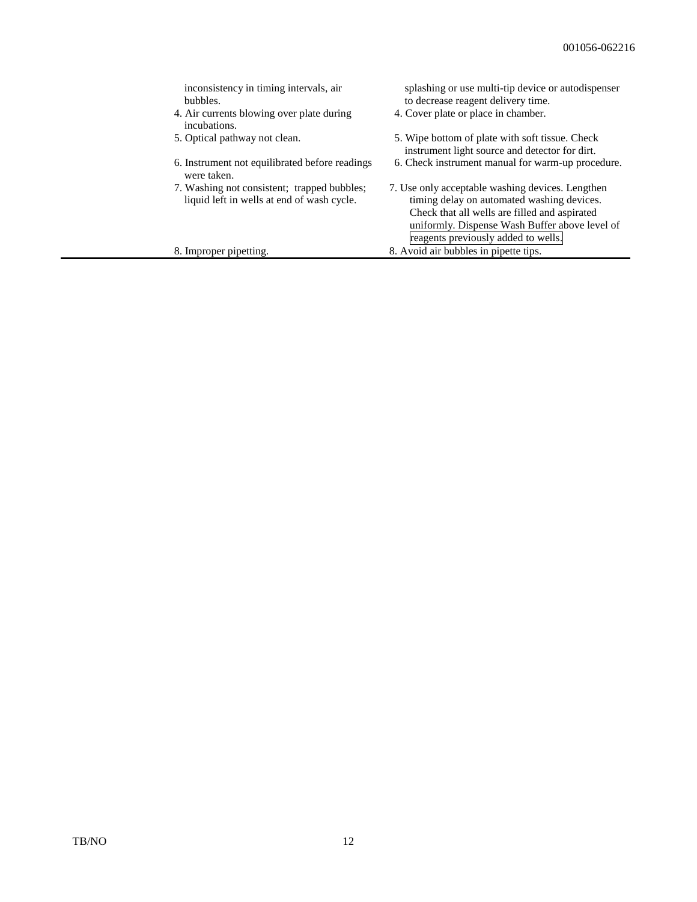| | |
|---|---|
| inconsistency in timing intervals, air bubbles. | splashing or use multi-tip device or autodispenser to decrease reagent delivery time. |
| 4. Air currents blowing over plate during incubations. | 4. Cover plate or place in chamber. |
| 5. Optical pathway not clean. | 5. Wipe bottom of plate with soft tissue. Check instrument light source and detector for dirt. |
| 6. Instrument not equilibrated before readings were taken. | 6. Check instrument manual for warm-up procedure. |
| 7. Washing not consistent; trapped bubbles; liquid left in wells at end of wash cycle. | 7. Use only acceptable washing devices. Lengthen timing delay on automated washing devices. Check that all wells are filled and aspirated uniformly. Dispense Wash Buffer above level of reagents previously added to wells. |
| 8. Improper pipetting. | 8. Avoid air bubbles in pipette tips. |

TB/NO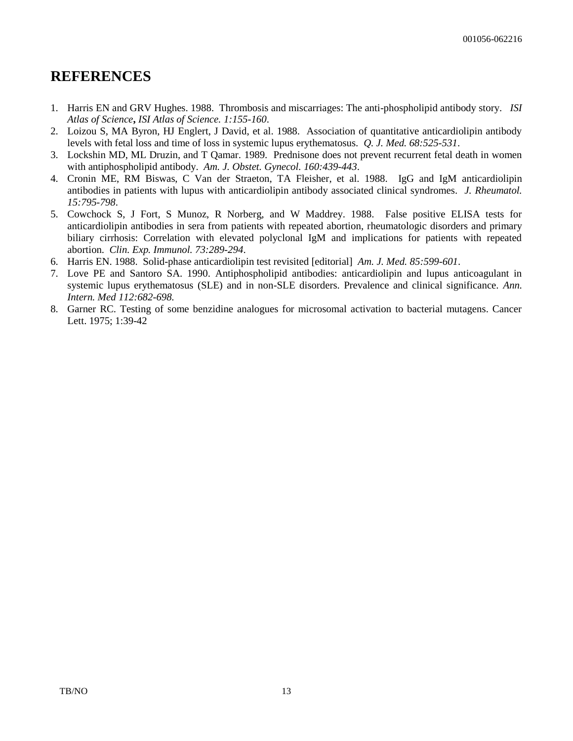# REFERENCES

1. Harris EN and GRV Hughes. 1988. Thrombosis and miscarriages: The anti-phospholipid antibody story. *ISI Atlas of Science*, *ISI Atlas of Science. 1:155-160*.
2. Loizou S, MA Byron, HJ Englert, J David, et al. 1988. Association of quantitative anticardiolipin antibody levels with fetal loss and time of loss in systemic lupus erythematosus. *Q. J. Med. 68:525-531*.
3. Lockshin MD, ML Druzin, and T Qamar. 1989. Prednisone does not prevent recurrent fetal death in women with antiphospholipid antibody. *Am. J. Obstet. Gynecol. 160:439-443*.
4. Cronin ME, RM Biswas, C Van der Straeton, TA Fleisher, et al. 1988. IgG and IgM anticardiolipin antibodies in patients with lupus with anticardiolipin antibody associated clinical syndromes. *J. Rheumatol. 15:795-798*.
5. Cowchock S, J Fort, S Munoz, R Norberg, and W Maddrey. 1988. False positive ELISA tests for anticardiolipin antibodies in sera from patients with repeated abortion, rheumatologic disorders and primary biliary cirrhosis: Correlation with elevated polyclonal IgM and implications for patients with repeated abortion. *Clin. Exp. Immunol. 73:289-294*.
6. Harris EN. 1988. Solid-phase anticardiolipin test revisited [editorial] *Am. J. Med. 85:599-601*.
7. Love PE and Santoro SA. 1990. Antiphospholipid antibodies: anticardiolipin and lupus anticoagulant in systemic lupus erythematosus (SLE) and in non-SLE disorders. Prevalence and clinical significance. *Ann. Intern. Med 112:682-698.*
8. Garner RC. Testing of some benzidine analogues for microsomal activation to bacterial mutagens. Cancer Lett. 1975; 1:39-42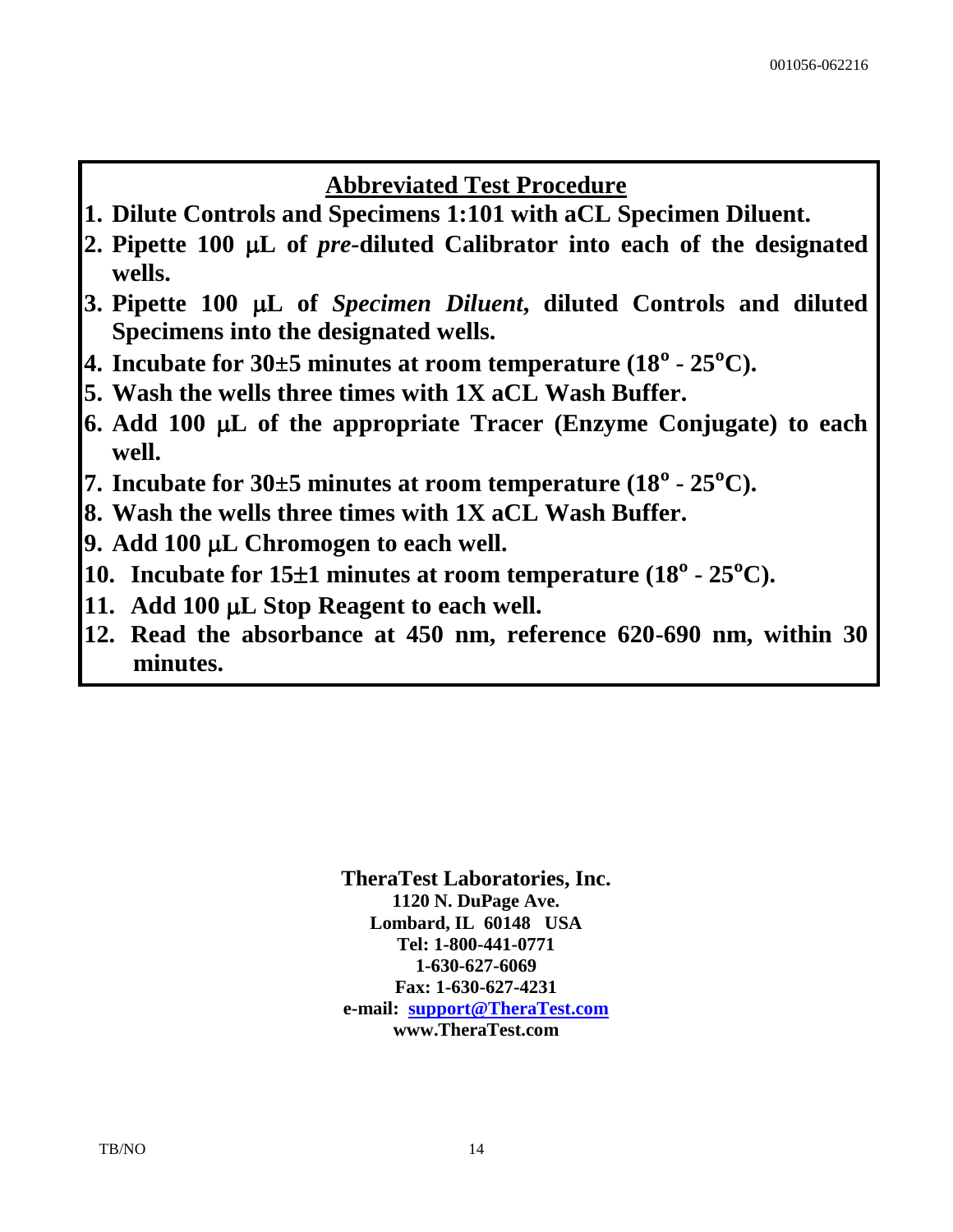## Abbreviated Test Procedure

1. **Dilute Controls and Specimens 1:101 with aCL Specimen Diluent.**
2. **Pipette 100 μL of *pre*-diluted Calibrator into each of the designated wells.**
3. **Pipette 100 μL of *Specimen Diluent*, diluted Controls and diluted Specimens into the designated wells.**
4. **Incubate for 30±5 minutes at room temperature ($18^o$ - $25^oC$).**
5. **Wash the wells three times with 1X aCL Wash Buffer.**
6. **Add 100 μL of the appropriate Tracer (Enzyme Conjugate) to each well.**
7. **Incubate for 30±5 minutes at room temperature ($18^o$ - $25^oC$).**
8. **Wash the wells three times with 1X aCL Wash Buffer.**
9. **Add 100 μL Chromogen to each well.**
10. **Incubate for 15±1 minutes at room temperature ($18^o$ - $25^oC$).**
11. **Add 100 μL Stop Reagent to each well.**
12. **Read the absorbance at 450 nm, reference 620-690 nm, within 30 minutes.**

**TheraTest Laboratories, Inc.**
**1120 N. DuPage Ave.**
**Lombard, IL 60148 USA**
**Tel: 1-800-441-0771**
**1-630-627-6069**
**Fax: 1-630-627-4231**
**e-mail: support@TheraTest.com**
**www.TheraTest.com**

TB/NO